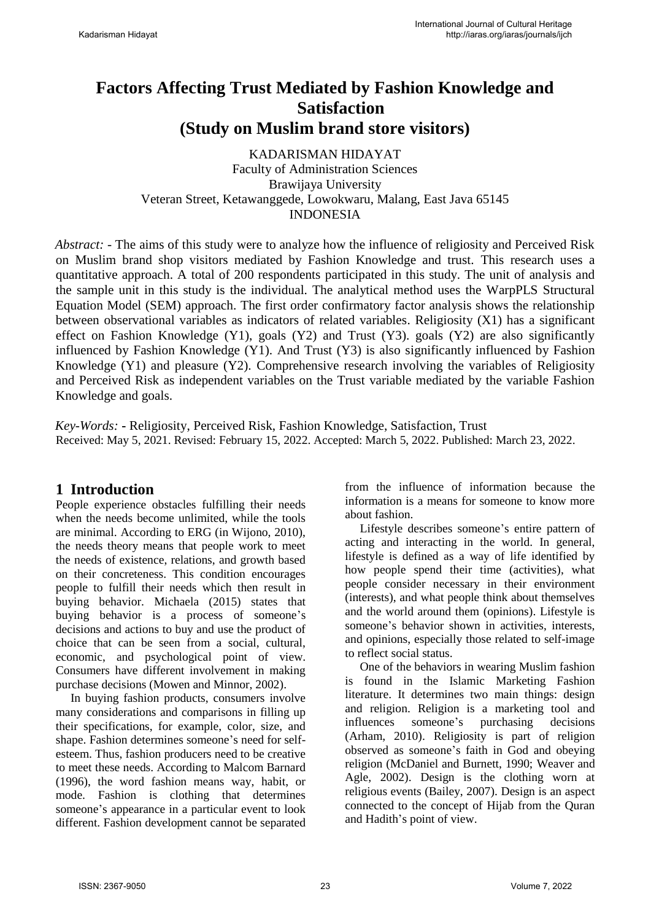# Factors Affecting Trust Mediated by Fashion Knowledge and Satisfaction
## (Study on Muslim brand store visitors)

KADARISMAN HIDAYAT
Faculty of Administration Sciences
Brawijaya University
Veteran Street, Ketawanggede, Lowokwaru, Malang, East Java 65145
INDONESIA

*Abstract: -* The aims of this study were to analyze how the influence of religiosity and Perceived Risk on Muslim brand shop visitors mediated by Fashion Knowledge and trust. This research uses a quantitative approach. A total of 200 respondents participated in this study. The unit of analysis and the sample unit in this study is the individual. The analytical method uses the WarpPLS Structural Equation Model (SEM) approach. The first order confirmatory factor analysis shows the relationship between observational variables as indicators of related variables. Religiosity (X1) has a significant effect on Fashion Knowledge (Y1), goals (Y2) and Trust (Y3). goals (Y2) are also significantly influenced by Fashion Knowledge (Y1). And Trust (Y3) is also significantly influenced by Fashion Knowledge (Y1) and pleasure (Y2). Comprehensive research involving the variables of Religiosity and Perceived Risk as independent variables on the Trust variable mediated by the variable Fashion Knowledge and goals.

*Key-Words: -* Religiosity, Perceived Risk, Fashion Knowledge, Satisfaction, Trust

Received: May 5, 2021. Revised: February 15, 2022. Accepted: March 5, 2022. Published: March 23, 2022.

## 1 Introduction

People experience obstacles fulfilling their needs when the needs become unlimited, while the tools are minimal. According to ERG (in Wijono, 2010), the needs theory means that people work to meet the needs of existence, relations, and growth based on their concreteness. This condition encourages people to fulfill their needs which then result in buying behavior. Michaela (2015) states that buying behavior is a process of someone's decisions and actions to buy and use the product of choice that can be seen from a social, cultural, economic, and psychological point of view. Consumers have different involvement in making purchase decisions (Mowen and Minnor, 2002).

In buying fashion products, consumers involve many considerations and comparisons in filling up their specifications, for example, color, size, and shape. Fashion determines someone's need for self-esteem. Thus, fashion producers need to be creative to meet these needs. According to Malcom Barnard (1996), the word fashion means way, habit, or mode. Fashion is clothing that determines someone's appearance in a particular event to look different. Fashion development cannot be separated from the influence of information because the information is a means for someone to know more about fashion.

Lifestyle describes someone's entire pattern of acting and interacting in the world. In general, lifestyle is defined as a way of life identified by how people spend their time (activities), what people consider necessary in their environment (interests), and what people think about themselves and the world around them (opinions). Lifestyle is someone's behavior shown in activities, interests, and opinions, especially those related to self-image to reflect social status.

One of the behaviors in wearing Muslim fashion is found in the Islamic Marketing Fashion literature. It determines two main things: design and religion. Religion is a marketing tool and influences someone's purchasing decisions (Arham, 2010). Religiosity is part of religion observed as someone's faith in God and obeying religion (McDaniel and Burnett, 1990; Weaver and Agle, 2002). Design is the clothing worn at religious events (Bailey, 2007). Design is an aspect connected to the concept of Hijab from the Quran and Hadith's point of view.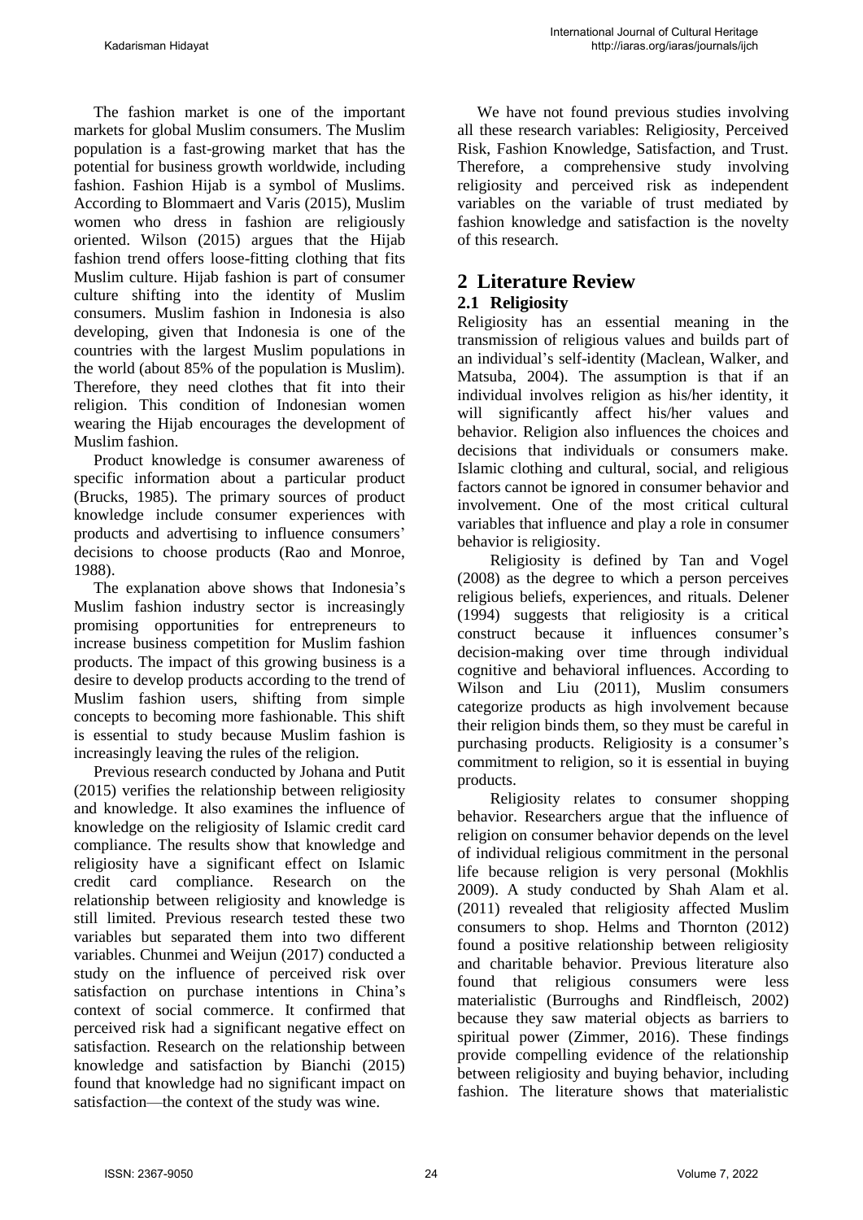The fashion market is one of the important markets for global Muslim consumers. The Muslim population is a fast-growing market that has the potential for business growth worldwide, including fashion. Fashion Hijab is a symbol of Muslims. According to Blommaert and Varis (2015), Muslim women who dress in fashion are religiously oriented. Wilson (2015) argues that the Hijab fashion trend offers loose-fitting clothing that fits Muslim culture. Hijab fashion is part of consumer culture shifting into the identity of Muslim consumers. Muslim fashion in Indonesia is also developing, given that Indonesia is one of the countries with the largest Muslim populations in the world (about 85% of the population is Muslim). Therefore, they need clothes that fit into their religion. This condition of Indonesian women wearing the Hijab encourages the development of Muslim fashion.

Product knowledge is consumer awareness of specific information about a particular product (Brucks, 1985). The primary sources of product knowledge include consumer experiences with products and advertising to influence consumers' decisions to choose products (Rao and Monroe, 1988).

The explanation above shows that Indonesia's Muslim fashion industry sector is increasingly promising opportunities for entrepreneurs to increase business competition for Muslim fashion products. The impact of this growing business is a desire to develop products according to the trend of Muslim fashion users, shifting from simple concepts to becoming more fashionable. This shift is essential to study because Muslim fashion is increasingly leaving the rules of the religion.

Previous research conducted by Johana and Putit (2015) verifies the relationship between religiosity and knowledge. It also examines the influence of knowledge on the religiosity of Islamic credit card compliance. The results show that knowledge and religiosity have a significant effect on Islamic credit card compliance. Research on the relationship between religiosity and knowledge is still limited. Previous research tested these two variables but separated them into two different variables. Chunmei and Weijun (2017) conducted a study on the influence of perceived risk over satisfaction on purchase intentions in China's context of social commerce. It confirmed that perceived risk had a significant negative effect on satisfaction. Research on the relationship between knowledge and satisfaction by Bianchi (2015) found that knowledge had no significant impact on satisfaction—the context of the study was wine.

We have not found previous studies involving all these research variables: Religiosity, Perceived Risk, Fashion Knowledge, Satisfaction, and Trust. Therefore, a comprehensive study involving religiosity and perceived risk as independent variables on the variable of trust mediated by fashion knowledge and satisfaction is the novelty of this research.

# 2 Literature Review

## 2.1 Religiosity

Religiosity has an essential meaning in the transmission of religious values and builds part of an individual's self-identity (Maclean, Walker, and Matsuba, 2004). The assumption is that if an individual involves religion as his/her identity, it will significantly affect his/her values and behavior. Religion also influences the choices and decisions that individuals or consumers make. Islamic clothing and cultural, social, and religious factors cannot be ignored in consumer behavior and involvement. One of the most critical cultural variables that influence and play a role in consumer behavior is religiosity.

Religiosity is defined by Tan and Vogel (2008) as the degree to which a person perceives religious beliefs, experiences, and rituals. Delener (1994) suggests that religiosity is a critical construct because it influences consumer's decision-making over time through individual cognitive and behavioral influences. According to Wilson and Liu (2011), Muslim consumers categorize products as high involvement because their religion binds them, so they must be careful in purchasing products. Religiosity is a consumer's commitment to religion, so it is essential in buying products.

Religiosity relates to consumer shopping behavior. Researchers argue that the influence of religion on consumer behavior depends on the level of individual religious commitment in the personal life because religion is very personal (Mokhlis 2009). A study conducted by Shah Alam et al. (2011) revealed that religiosity affected Muslim consumers to shop. Helms and Thornton (2012) found a positive relationship between religiosity and charitable behavior. Previous literature also found that religious consumers were less materialistic (Burroughs and Rindfleisch, 2002) because they saw material objects as barriers to spiritual power (Zimmer, 2016). These findings provide compelling evidence of the relationship between religiosity and buying behavior, including fashion. The literature shows that materialistic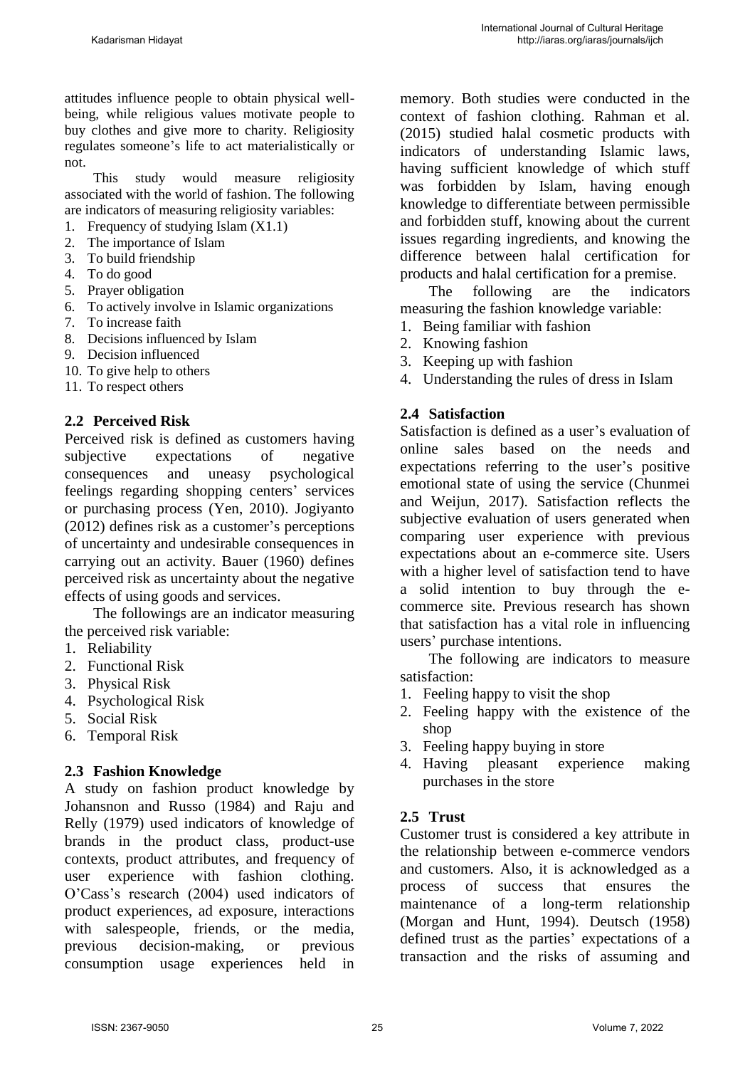attitudes influence people to obtain physical well-being, while religious values motivate people to buy clothes and give more to charity. Religiosity regulates someone's life to act materialistically or not.

This study would measure religiosity associated with the world of fashion. The following are indicators of measuring religiosity variables:

1. Frequency of studying Islam (X1.1)
2. The importance of Islam
3. To build friendship
4. To do good
5. Prayer obligation
6. To actively involve in Islamic organizations
7. To increase faith
8. Decisions influenced by Islam
9. Decision influenced
10. To give help to others
11. To respect others

## 2.2 Perceived Risk

Perceived risk is defined as customers having subjective expectations of negative consequences and uneasy psychological feelings regarding shopping centers' services or purchasing process (Yen, 2010). Jogiyanto (2012) defines risk as a customer's perceptions of uncertainty and undesirable consequences in carrying out an activity. Bauer (1960) defines perceived risk as uncertainty about the negative effects of using goods and services.

The followings are an indicator measuring the perceived risk variable:

1. Reliability
2. Functional Risk
3. Physical Risk
4. Psychological Risk
5. Social Risk
6. Temporal Risk

## 2.3 Fashion Knowledge

A study on fashion product knowledge by Johansnon and Russo (1984) and Raju and Relly (1979) used indicators of knowledge of brands in the product class, product-use contexts, product attributes, and frequency of user experience with fashion clothing. O'Cass's research (2004) used indicators of product experiences, ad exposure, interactions with salespeople, friends, or the media, previous decision-making, or previous consumption usage experiences held in memory. Both studies were conducted in the context of fashion clothing. Rahman et al. (2015) studied halal cosmetic products with indicators of understanding Islamic laws, having sufficient knowledge of which stuff was forbidden by Islam, having enough knowledge to differentiate between permissible and forbidden stuff, knowing about the current issues regarding ingredients, and knowing the difference between halal certification for products and halal certification for a premise.

The following are the indicators measuring the fashion knowledge variable:

1. Being familiar with fashion
2. Knowing fashion
3. Keeping up with fashion
4. Understanding the rules of dress in Islam

## 2.4 Satisfaction

Satisfaction is defined as a user's evaluation of online sales based on the needs and expectations referring to the user's positive emotional state of using the service (Chunmei and Weijun, 2017). Satisfaction reflects the subjective evaluation of users generated when comparing user experience with previous expectations about an e-commerce site. Users with a higher level of satisfaction tend to have a solid intention to buy through the e-commerce site. Previous research has shown that satisfaction has a vital role in influencing users' purchase intentions.

The following are indicators to measure satisfaction:

1. Feeling happy to visit the shop
2. Feeling happy with the existence of the shop
3. Feeling happy buying in store
4. Having pleasant experience making purchases in the store

## 2.5 Trust

Customer trust is considered a key attribute in the relationship between e-commerce vendors and customers. Also, it is acknowledged as a process of success that ensures the maintenance of a long-term relationship (Morgan and Hunt, 1994). Deutsch (1958) defined trust as the parties' expectations of a transaction and the risks of assuming and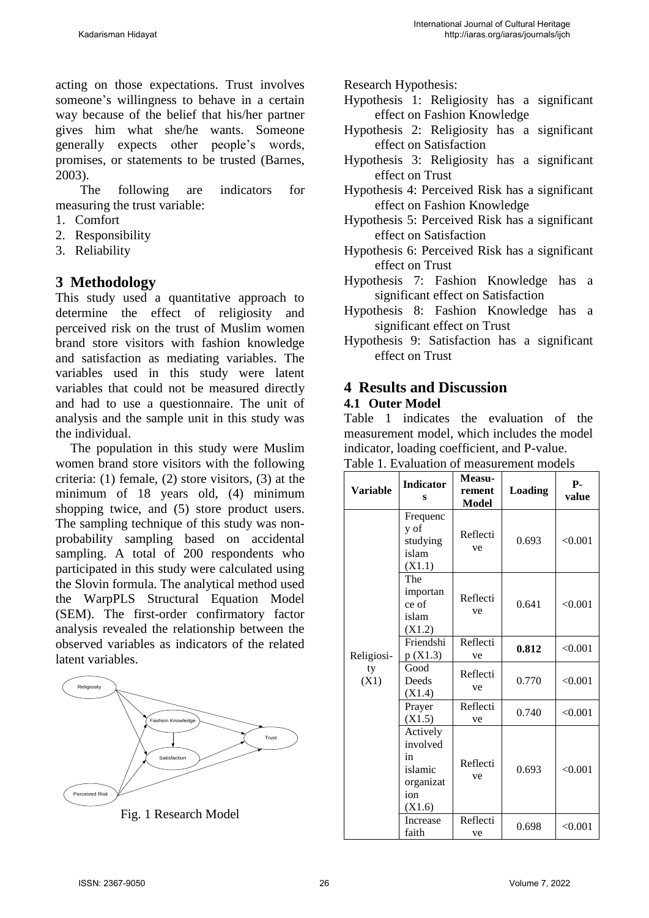acting on those expectations. Trust involves someone's willingness to behave in a certain way because of the belief that his/her partner gives him what she/he wants. Someone generally expects other people's words, promises, or statements to be trusted (Barnes, 2003).

The following are indicators for measuring the trust variable:

1. Comfort
2. Responsibility
3. Reliability

# 3 Methodology

This study used a quantitative approach to determine the effect of religiosity and perceived risk on the trust of Muslim women brand store visitors with fashion knowledge and satisfaction as mediating variables. The variables used in this study were latent variables that could not be measured directly and had to use a questionnaire. The unit of analysis and the sample unit in this study was the individual.

The population in this study were Muslim women brand store visitors with the following criteria: (1) female, (2) store visitors, (3) at the minimum of 18 years old, (4) minimum shopping twice, and (5) store product users. The sampling technique of this study was non-probability sampling based on accidental sampling. A total of 200 respondents who participated in this study were calculated using the Slovin formula. The analytical method used the WarpPLS Structural Equation Model (SEM). The first-order confirmatory factor analysis revealed the relationship between the observed variables as indicators of the related latent variables.

Fig. 1 Research Model

Research Hypothesis:

Hypothesis 1: Religiosity has a significant effect on Fashion Knowledge

Hypothesis 2: Religiosity has a significant effect on Satisfaction

Hypothesis 3: Religiosity has a significant effect on Trust

Hypothesis 4: Perceived Risk has a significant effect on Fashion Knowledge

Hypothesis 5: Perceived Risk has a significant effect on Satisfaction

Hypothesis 6: Perceived Risk has a significant effect on Trust

Hypothesis 7: Fashion Knowledge has a significant effect on Satisfaction

Hypothesis 8: Fashion Knowledge has a significant effect on Trust

Hypothesis 9: Satisfaction has a significant effect on Trust

# 4 Results and Discussion

## 4.1 Outer Model

Table 1 indicates the evaluation of the measurement model, which includes the model indicator, loading coefficient, and P-value.

Table 1. Evaluation of measurement models

| Variable | Indicators | Measurement Model | Loading | P-value |
|---|---|---|---|---|
| Religiosity (X1) | Frequency of studying islam (X1.1) | Reflective | 0.693 | <0.001 |
| | The importance of islam (X1.2) | Reflective | 0.641 | <0.001 |
| | Friendship (X1.3) | Reflective | **0.812** | <0.001 |
| | Good Deeds (X1.4) | Reflective | 0.770 | <0.001 |
| | Prayer (X1.5) | Reflective | 0.740 | <0.001 |
| | Actively involved in islamic organization (X1.6) | Reflective | 0.693 | <0.001 |
| | Increase faith | Reflective | 0.698 | <0.001 |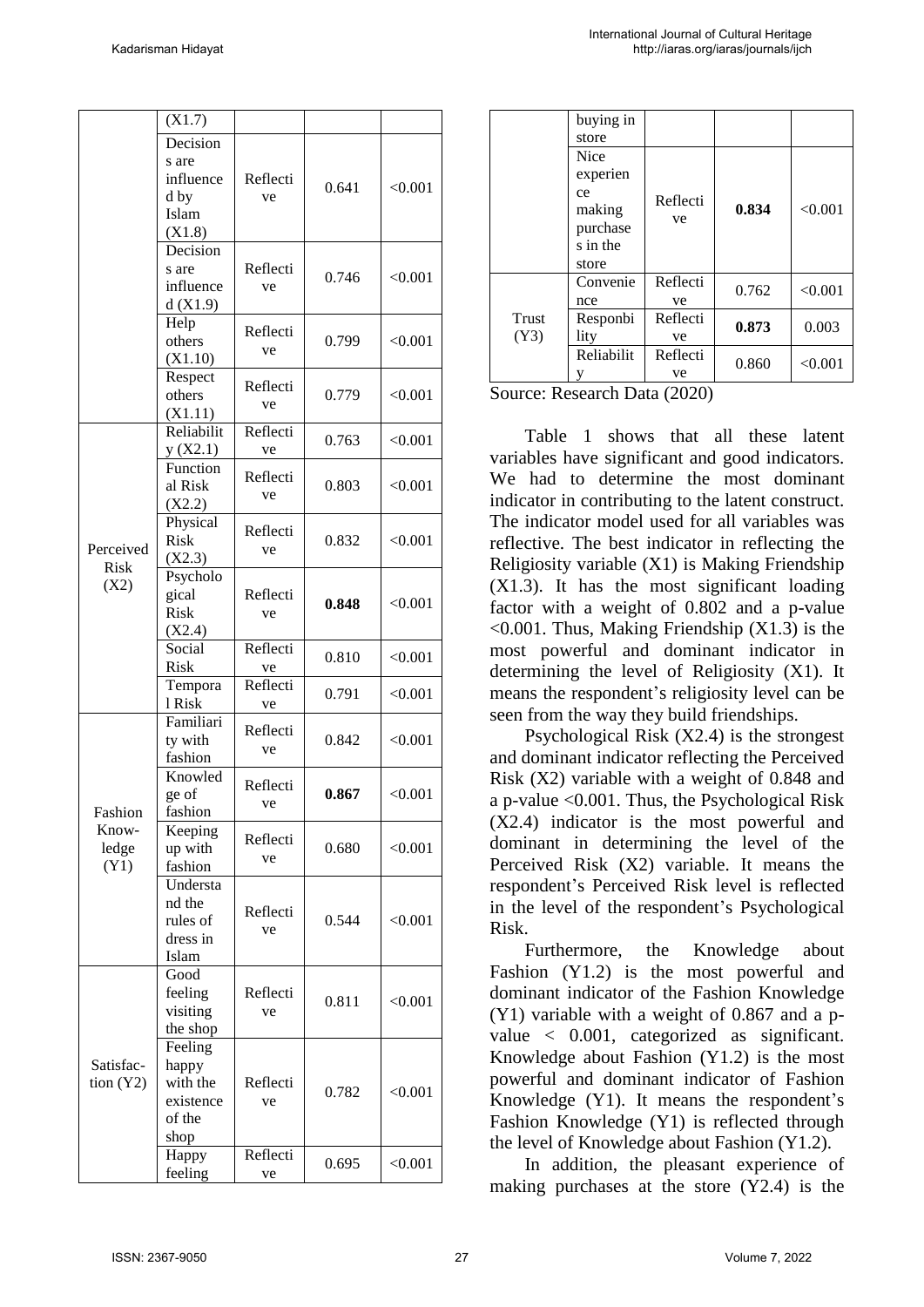|  | (X1.7) |  |  |  |
|---|---|---|---|---|
|  | Decisions are influenced by Islam (X1.8) | Reflective | 0.641 | <0.001 |
|  | Decisions are influenced (X1.9) | Reflective | 0.746 | <0.001 |
|  | Help others (X1.10) | Reflective | 0.799 | <0.001 |
|  | Respect others (X1.11) | Reflective | 0.779 | <0.001 |
| Perceived Risk (X2) | Reliability (X2.1) | Reflective | 0.763 | <0.001 |
|  | Functional Risk (X2.2) | Reflective | 0.803 | <0.001 |
|  | Physical Risk (X2.3) | Reflective | 0.832 | <0.001 |
|  | Psychological Risk (X2.4) | Reflective | **0.848** | <0.001 |
|  | Social Risk | Reflective | 0.810 | <0.001 |
|  | Temporal Risk | Reflective | 0.791 | <0.001 |
| Fashion Knowledge (Y1) | Familiarity with fashion | Reflective | 0.842 | <0.001 |
|  | Knowledge of fashion | Reflective | **0.867** | <0.001 |
|  | Keeping up with fashion | Reflective | 0.680 | <0.001 |
|  | Understand the rules of dress in Islam | Reflective | 0.544 | <0.001 |
| Satisfaction (Y2) | Good feeling visiting the shop | Reflective | 0.811 | <0.001 |
|  | Feeling happy with the existence of the shop | Reflective | 0.782 | <0.001 |
|  | Happy feeling buying in store | Reflective | 0.695 | <0.001 |
|  | Nice experience making purchases in the store | Reflective | **0.834** | <0.001 |
| Trust (Y3) | Convenience | Reflective | 0.762 | <0.001 |
|  | Responbility | Reflective | **0.873** | 0.003 |
|  | Reliability | Reflective | 0.860 | <0.001 |

Source: Research Data (2020)

Table 1 shows that all these latent variables have significant and good indicators. We had to determine the most dominant indicator in contributing to the latent construct. The indicator model used for all variables was reflective. The best indicator in reflecting the Religiosity variable (X1) is Making Friendship (X1.3). It has the most significant loading factor with a weight of 0.802 and a p-value <0.001. Thus, Making Friendship (X1.3) is the most powerful and dominant indicator in determining the level of Religiosity (X1). It means the respondent's religiosity level can be seen from the way they build friendships.

Psychological Risk (X2.4) is the strongest and dominant indicator reflecting the Perceived Risk (X2) variable with a weight of 0.848 and a p-value <0.001. Thus, the Psychological Risk (X2.4) indicator is the most powerful and dominant in determining the level of the Perceived Risk (X2) variable. It means the respondent's Perceived Risk level is reflected in the level of the respondent's Psychological Risk.

Furthermore, the Knowledge about Fashion (Y1.2) is the most powerful and dominant indicator of the Fashion Knowledge (Y1) variable with a weight of 0.867 and a p-value < 0.001, categorized as significant. Knowledge about Fashion (Y1.2) is the most powerful and dominant indicator of Fashion Knowledge (Y1). It means the respondent's Fashion Knowledge (Y1) is reflected through the level of Knowledge about Fashion (Y1.2).

In addition, the pleasant experience of making purchases at the store (Y2.4) is the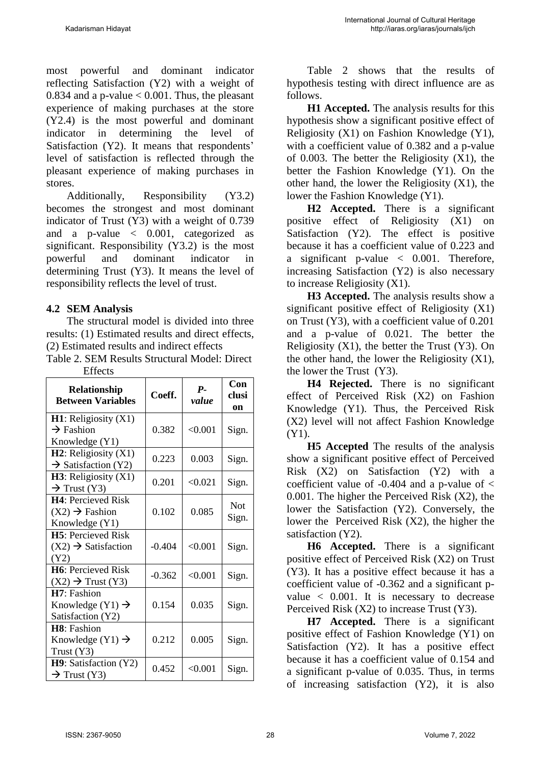most powerful and dominant indicator reflecting Satisfaction (Y2) with a weight of 0.834 and a p-value < 0.001. Thus, the pleasant experience of making purchases at the store (Y2.4) is the most powerful and dominant indicator in determining the level of Satisfaction (Y2). It means that respondents' level of satisfaction is reflected through the pleasant experience of making purchases in stores.

Additionally, Responsibility (Y3.2) becomes the strongest and most dominant indicator of Trust (Y3) with a weight of 0.739 and a p-value < 0.001, categorized as significant. Responsibility (Y3.2) is the most powerful and dominant indicator in determining Trust (Y3). It means the level of responsibility reflects the level of trust.

## 4.2 SEM Analysis

The structural model is divided into three results: (1) Estimated results and direct effects, (2) Estimated results and indirect effects

Table 2. SEM Results Structural Model: Direct Effects

| Relationship Between Variables | Coeff. | *P-value* | Conclusion |
|---|---|---|---|
| **H1**: Religiosity (X1) → Fashion Knowledge (Y1) | 0.382 | <0.001 | Sign. |
| **H2**: Religiosity (X1) → Satisfaction (Y2) | 0.223 | 0.003 | Sign. |
| **H3**: Religiosity (X1) → Trust (Y3) | 0.201 | <0.021 | Sign. |
| **H4**: Percieved Risk (X2) → Fashion Knowledge (Y1) | 0.102 | 0.085 | Not Sign. |
| **H5**: Percieved Risk (X2) → Satisfaction (Y2) | -0.404 | <0.001 | Sign. |
| **H6**: Percieved Risk (X2) → Trust (Y3) | -0.362 | <0.001 | Sign. |
| **H7**: Fashion Knowledge (Y1) → Satisfaction (Y2) | 0.154 | 0.035 | Sign. |
| **H8**: Fashion Knowledge (Y1) → Trust (Y3) | 0.212 | 0.005 | Sign. |
| **H9**: Satisfaction (Y2) → Trust (Y3) | 0.452 | <0.001 | Sign. |

Table 2 shows that the results of hypothesis testing with direct influence are as follows.

**H1 Accepted.** The analysis results for this hypothesis show a significant positive effect of Religiosity (X1) on Fashion Knowledge (Y1), with a coefficient value of 0.382 and a p-value of 0.003. The better the Religiosity (X1), the better the Fashion Knowledge (Y1). On the other hand, the lower the Religiosity (X1), the lower the Fashion Knowledge (Y1).

**H2 Accepted.** There is a significant positive effect of Religiosity (X1) on Satisfaction (Y2). The effect is positive because it has a coefficient value of 0.223 and a significant p-value < 0.001. Therefore, increasing Satisfaction (Y2) is also necessary to increase Religiosity (X1).

**H3 Accepted.** The analysis results show a significant positive effect of Religiosity (X1) on Trust (Y3), with a coefficient value of 0.201 and a p-value of 0.021. The better the Religiosity (X1), the better the Trust (Y3). On the other hand, the lower the Religiosity (X1), the lower the Trust (Y3).

**H4 Rejected.** There is no significant effect of Perceived Risk (X2) on Fashion Knowledge (Y1). Thus, the Perceived Risk (X2) level will not affect Fashion Knowledge (Y1).

**H5 Accepted** The results of the analysis show a significant positive effect of Perceived Risk (X2) on Satisfaction (Y2) with a coefficient value of -0.404 and a p-value of < 0.001. The higher the Perceived Risk (X2), the lower the Satisfaction (Y2). Conversely, the lower the Perceived Risk (X2), the higher the satisfaction (Y2).

**H6 Accepted.** There is a significant positive effect of Perceived Risk (X2) on Trust (Y3). It has a positive effect because it has a coefficient value of -0.362 and a significant p-value < 0.001. It is necessary to decrease Perceived Risk (X2) to increase Trust (Y3).

**H7 Accepted.** There is a significant positive effect of Fashion Knowledge (Y1) on Satisfaction (Y2). It has a positive effect because it has a coefficient value of 0.154 and a significant p-value of 0.035. Thus, in terms of increasing satisfaction (Y2), it is also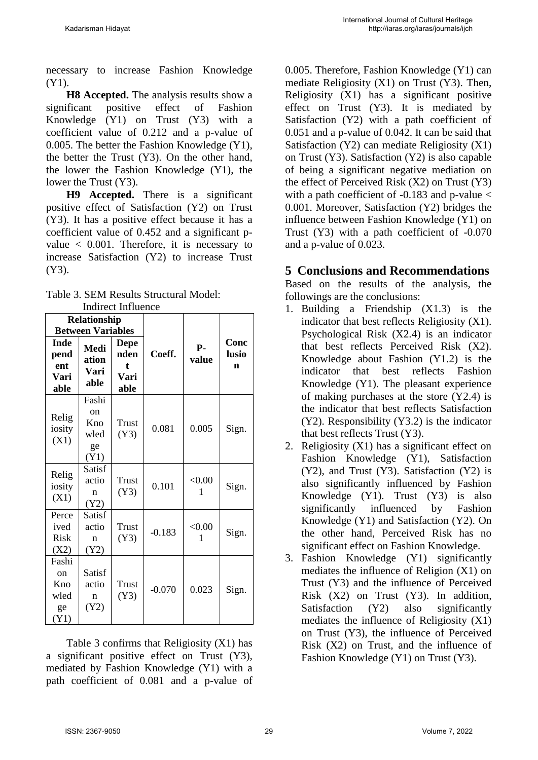necessary to increase Fashion Knowledge (Y1).

**H8 Accepted.** The analysis results show a significant positive effect of Fashion Knowledge (Y1) on Trust (Y3) with a coefficient value of 0.212 and a p-value of 0.005. The better the Fashion Knowledge (Y1), the better the Trust (Y3). On the other hand, the lower the Fashion Knowledge (Y1), the lower the Trust (Y3).

**H9 Accepted.** There is a significant positive effect of Satisfaction (Y2) on Trust (Y3). It has a positive effect because it has a coefficient value of 0.452 and a significant p-value < 0.001. Therefore, it is necessary to increase Satisfaction (Y2) to increase Trust (Y3).

Table 3. SEM Results Structural Model: Indirect Influence

| Relationship Between Variables | | | Coeff. | P-value | Conclusion |
|---|---|---|---|---|---|
| **Independent Variable** | **Mediation Variable** | **Dependent Variable** | | | |
| Religiosity (X1) | Fashion Knowledge (Y1) | Trust (Y3) | 0.081 | 0.005 | Sign. |
| Religiosity (X1) | Satisfaction (Y2) | Trust (Y3) | 0.101 | <0.001 | Sign. |
| Perceived Risk (X2) | Satisfaction (Y2) | Trust (Y3) | -0.183 | <0.001 | Sign. |
| Fashion Knowledge (Y1) | Satisfaction (Y2) | Trust (Y3) | -0.070 | 0.023 | Sign. |

Table 3 confirms that Religiosity (X1) has a significant positive effect on Trust (Y3), mediated by Fashion Knowledge (Y1) with a path coefficient of 0.081 and a p-value of 0.005. Therefore, Fashion Knowledge (Y1) can mediate Religiosity (X1) on Trust (Y3). Then, Religiosity (X1) has a significant positive effect on Trust (Y3). It is mediated by Satisfaction (Y2) with a path coefficient of 0.051 and a p-value of 0.042. It can be said that Satisfaction (Y2) can mediate Religiosity (X1) on Trust (Y3). Satisfaction (Y2) is also capable of being a significant negative mediation on the effect of Perceived Risk (X2) on Trust (Y3) with a path coefficient of -0.183 and p-value < 0.001. Moreover, Satisfaction (Y2) bridges the influence between Fashion Knowledge (Y1) on Trust (Y3) with a path coefficient of -0.070 and a p-value of 0.023.

## 5 Conclusions and Recommendations

Based on the results of the analysis, the followings are the conclusions:

1. Building a Friendship (X1.3) is the indicator that best reflects Religiosity (X1). Psychological Risk (X2.4) is an indicator that best reflects Perceived Risk (X2). Knowledge about Fashion (Y1.2) is the indicator that best reflects Fashion Knowledge (Y1). The pleasant experience of making purchases at the store (Y2.4) is the indicator that best reflects Satisfaction (Y2). Responsibility (Y3.2) is the indicator that best reflects Trust (Y3).
2. Religiosity (X1) has a significant effect on Fashion Knowledge (Y1), Satisfaction (Y2), and Trust (Y3). Satisfaction (Y2) is also significantly influenced by Fashion Knowledge (Y1). Trust (Y3) is also significantly influenced by Fashion Knowledge (Y1) and Satisfaction (Y2). On the other hand, Perceived Risk has no significant effect on Fashion Knowledge.
3. Fashion Knowledge (Y1) significantly mediates the influence of Religion (X1) on Trust (Y3) and the influence of Perceived Risk (X2) on Trust (Y3). In addition, Satisfaction (Y2) also significantly mediates the influence of Religiosity (X1) on Trust (Y3), the influence of Perceived Risk (X2) on Trust, and the influence of Fashion Knowledge (Y1) on Trust (Y3).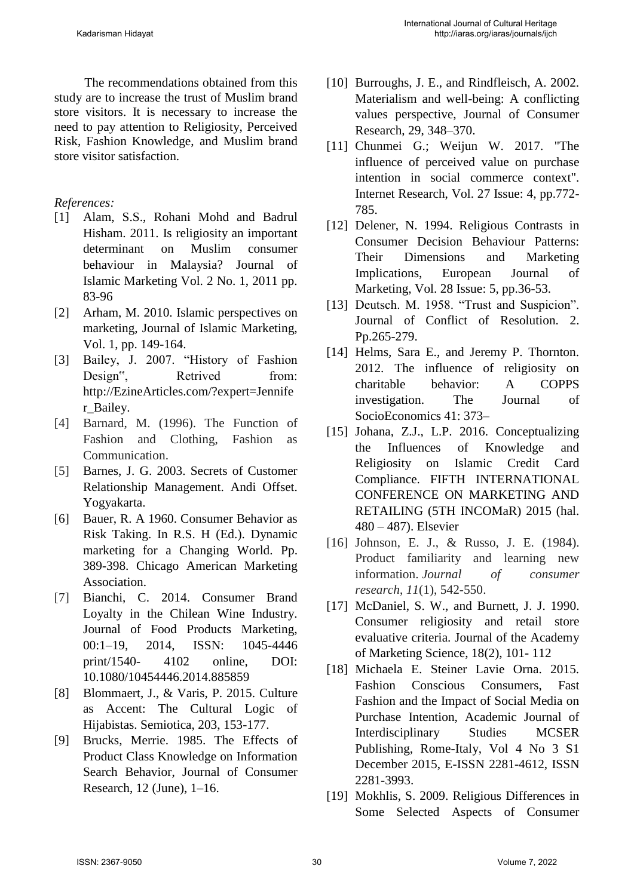The recommendations obtained from this study are to increase the trust of Muslim brand store visitors. It is necessary to increase the need to pay attention to Religiosity, Perceived Risk, Fashion Knowledge, and Muslim brand store visitor satisfaction.

*References:*

[1] Alam, S.S., Rohani Mohd and Badrul Hisham. 2011. Is religiosity an important determinant on Muslim consumer behaviour in Malaysia? Journal of Islamic Marketing Vol. 2 No. 1, 2011 pp. 83-96

[2] Arham, M. 2010. Islamic perspectives on marketing, Journal of Islamic Marketing, Vol. 1, pp. 149-164.

[3] Bailey, J. 2007. "History of Fashion Design", Retrived from: http://EzineArticles.com/?expert=Jennifer_Bailey.

[4] Barnard, M. (1996). The Function of Fashion and Clothing, Fashion as Communication.

[5] Barnes, J. G. 2003. Secrets of Customer Relationship Management. Andi Offset. Yogyakarta.

[6] Bauer, R. A 1960. Consumer Behavior as Risk Taking. In R.S. H (Ed.). Dynamic marketing for a Changing World. Pp. 389-398. Chicago American Marketing Association.

[7] Bianchi, C. 2014. Consumer Brand Loyalty in the Chilean Wine Industry. Journal of Food Products Marketing, 00:1–19, 2014, ISSN: 1045-4446 print/1540- 4102 online, DOI: 10.1080/10454446.2014.885859

[8] Blommaert, J., & Varis, P. 2015. Culture as Accent: The Cultural Logic of Hijabistas. Semiotica, 203, 153-177.

[9] Brucks, Merrie. 1985. The Effects of Product Class Knowledge on Information Search Behavior, Journal of Consumer Research, 12 (June), 1–16.

[10] Burroughs, J. E., and Rindfleisch, A. 2002. Materialism and well-being: A conflicting values perspective, Journal of Consumer Research, 29, 348–370.

[11] Chunmei G.; Weijun W. 2017. "The influence of perceived value on purchase intention in social commerce context". Internet Research, Vol. 27 Issue: 4, pp.772-785.

[12] Delener, N. 1994. Religious Contrasts in Consumer Decision Behaviour Patterns: Their Dimensions and Marketing Implications, European Journal of Marketing, Vol. 28 Issue: 5, pp.36-53.

[13] Deutsch. M. 1958. "Trust and Suspicion". Journal of Conflict of Resolution. 2. Pp.265-279.

[14] Helms, Sara E., and Jeremy P. Thornton. 2012. The influence of religiosity on charitable behavior: A COPPS investigation. The Journal of SocioEconomics 41: 373–

[15] Johana, Z.J., L.P. 2016. Conceptualizing the Influences of Knowledge and Religiosity on Islamic Credit Card Compliance. FIFTH INTERNATIONAL CONFERENCE ON MARKETING AND RETAILING (5TH INCOMaR) 2015 (hal. 480 – 487). Elsevier

[16] Johnson, E. J., & Russo, J. E. (1984). Product familiarity and learning new information. *Journal of consumer research*, *11*(1), 542-550.

[17] McDaniel, S. W., and Burnett, J. J. 1990. Consumer religiosity and retail store evaluative criteria. Journal of the Academy of Marketing Science, 18(2), 101- 112

[18] Michaela E. Steiner Lavie Orna. 2015. Fashion Conscious Consumers, Fast Fashion and the Impact of Social Media on Purchase Intention, Academic Journal of Interdisciplinary Studies MCSER Publishing, Rome-Italy, Vol 4 No 3 S1 December 2015, E-ISSN 2281-4612, ISSN 2281-3993.

[19] Mokhlis, S. 2009. Religious Differences in Some Selected Aspects of Consumer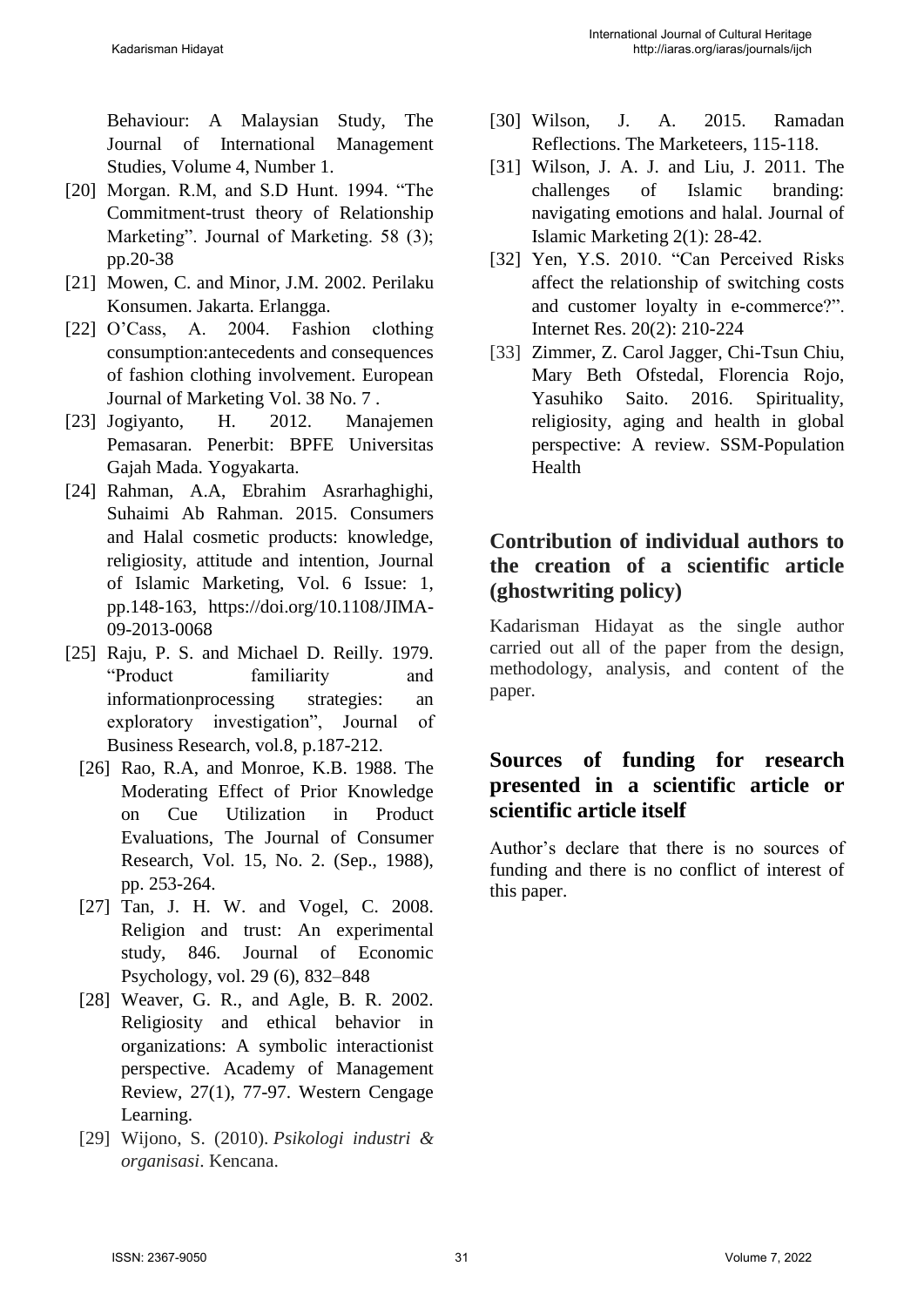Behaviour: A Malaysian Study, The Journal of International Management Studies, Volume 4, Number 1.

[20] Morgan. R.M, and S.D Hunt. 1994. "The Commitment-trust theory of Relationship Marketing". Journal of Marketing. 58 (3); pp.20-38

[21] Mowen, C. and Minor, J.M. 2002. Perilaku Konsumen. Jakarta. Erlangga.

[22] O'Cass, A. 2004. Fashion clothing consumption:antecedents and consequences of fashion clothing involvement. European Journal of Marketing Vol. 38 No. 7 .

[23] Jogiyanto, H. 2012. Manajemen Pemasaran. Penerbit: BPFE Universitas Gajah Mada. Yogyakarta.

[24] Rahman, A.A, Ebrahim Asrarhaghighi, Suhaimi Ab Rahman. 2015. Consumers and Halal cosmetic products: knowledge, religiosity, attitude and intention, Journal of Islamic Marketing, Vol. 6 Issue: 1, pp.148-163, https://doi.org/10.1108/JIMA-09-2013-0068

[25] Raju, P. S. and Michael D. Reilly. 1979. "Product familiarity and informationprocessing strategies: an exploratory investigation", Journal of Business Research, vol.8, p.187-212.

[26] Rao, R.A, and Monroe, K.B. 1988. The Moderating Effect of Prior Knowledge on Cue Utilization in Product Evaluations, The Journal of Consumer Research, Vol. 15, No. 2. (Sep., 1988), pp. 253-264.

[27] Tan, J. H. W. and Vogel, C. 2008. Religion and trust: An experimental study, 846. Journal of Economic Psychology, vol. 29 (6), 832–848

[28] Weaver, G. R., and Agle, B. R. 2002. Religiosity and ethical behavior in organizations: A symbolic interactionist perspective. Academy of Management Review, 27(1), 77-97. Western Cengage Learning.

[29] Wijono, S. (2010). *Psikologi industri & organisasi*. Kencana.

[30] Wilson, J. A. 2015. Ramadan Reflections. The Marketeers, 115-118.

[31] Wilson, J. A. J. and Liu, J. 2011. The challenges of Islamic branding: navigating emotions and halal. Journal of Islamic Marketing 2(1): 28-42.

[32] Yen, Y.S. 2010. "Can Perceived Risks affect the relationship of switching costs and customer loyalty in e-commerce?". Internet Res. 20(2): 210-224

[33] Zimmer, Z. Carol Jagger, Chi-Tsun Chiu, Mary Beth Ofstedal, Florencia Rojo, Yasuhiko Saito. 2016. Spirituality, religiosity, aging and health in global perspective: A review. SSM-Population Health

## Contribution of individual authors to the creation of a scientific article (ghostwriting policy)

Kadarisman Hidayat as the single author carried out all of the paper from the design, methodology, analysis, and content of the paper.

## Sources of funding for research presented in a scientific article or scientific article itself

Author's declare that there is no sources of funding and there is no conflict of interest of this paper.